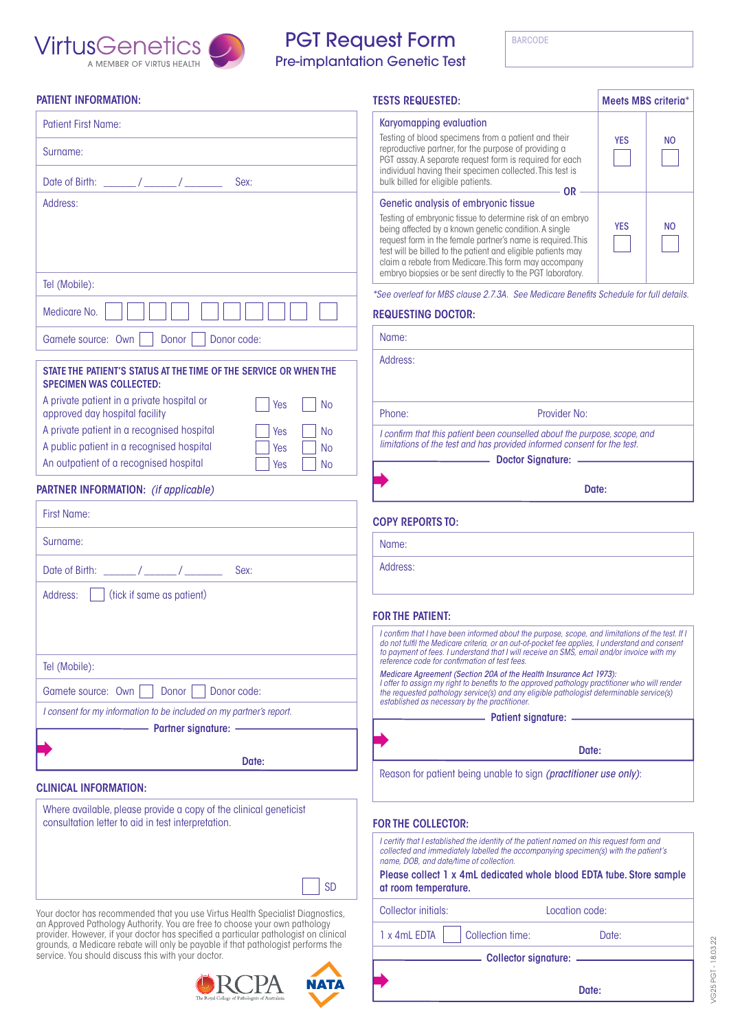VirtusGenetics
A MEMBER OF VIRTUS HEALTH

# PGT Request Form
## Pre-implantation Genetic Test

BARCODE

## PATIENT INFORMATION:

Patient First Name:

Surname:

Date of Birth: ______ / ______ / _______ Sex:

Address:

Tel (Mobile):

Medicare No.

Gamete source: Own ☐ Donor ☐ Donor code:

**STATE THE PATIENT'S STATUS AT THE TIME OF THE SERVICE OR WHEN THE SPECIMEN WAS COLLECTED:**

| | | |
|---|---|---|
| A private patient in a private hospital or approved day hospital facility | ☐ Yes | ☐ No |
| A private patient in a recognised hospital | ☐ Yes | ☐ No |
| A public patient in a recognised hospital | ☐ Yes | ☐ No |
| An outpatient of a recognised hospital | ☐ Yes | ☐ No |

## PARTNER INFORMATION: *(if applicable)*

First Name:

Surname:

Date of Birth: ______ / ______ / _______ Sex:

Address: ☐ (tick if same as patient)

Tel (Mobile):

Gamete source: Own ☐ Donor ☐ Donor code:

*I consent for my information to be included on my partner's report.*

**Partner signature:**

**Date:**

## CLINICAL INFORMATION:

Where available, please provide a copy of the clinical geneticist consultation letter to aid in test interpretation.

☐ SD

Your doctor has recommended that you use Virtus Health Specialist Diagnostics, an Approved Pathology Authority. You are free to choose your own pathology provider. However, if your doctor has specified a particular pathologist on clinical grounds, a Medicare rebate will only be payable if that pathologist performs the service. You should discuss this with your doctor.

RCPA The Royal College of Pathologists of Australasia NATA

## TESTS REQUESTED:

| | Meets MBS criteria* | |
|---|---|---|
| **Karyomapping evaluation**<br>Testing of blood specimens from a patient and their reproductive partner, for the purpose of providing a PGT assay. A separate request form is required for each individual having their specimen collected. This test is bulk billed for eligible patients. | YES ☐ | NO ☐ |
| **OR** | | |
| **Genetic analysis of embryonic tissue**<br>Testing of embryonic tissue to determine risk of an embryo being affected by a known genetic condition. A single request form in the female partner's name is required. This test will be billed to the patient and eligible patients may claim a rebate from Medicare. This form may accompany embryo biopsies or be sent directly to the PGT laboratory. | YES ☐ | NO ☐ |

*\*See overleaf for MBS clause 2.7.3A. See Medicare Benefits Schedule for full details.*

## REQUESTING DOCTOR:

Name:

Address:

Phone: Provider No:

*I confirm that this patient been counselled about the purpose, scope, and limitations of the test and has provided informed consent for the test.*

**Doctor Signature:**

**Date:**

## COPY REPORTS TO:

Name:

Address:

## FOR THE PATIENT:

*I confirm that I have been informed about the purpose, scope, and limitations of the test. If I do not fulfil the Medicare criteria, or an out-of-pocket fee applies, I understand and consent to payment of fees. I understand that I will receive an SMS, email and/or invoice with my reference code for confirmation of test fees.*

*Medicare Agreement (Section 20A of the Health Insurance Act 1973):*
*I offer to assign my right to benefits to the approved pathology practitioner who will render the requested pathology service(s) and any eligible pathologist determinable service(s) established as necessary by the practitioner.*

**Patient signature:**

**Date:**

Reason for patient being unable to sign *(practitioner use only)*:

## FOR THE COLLECTOR:

*I certify that I established the identity of the patient named on this request form and collected and immediately labelled the accompanying specimen(s) with the patient's name, DOB, and date/time of collection.*

**Please collect 1 x 4mL dedicated whole blood EDTA tube. Store sample at room temperature.**

Collector initials: Location code:

1 x 4mL EDTA ☐ Collection time: Date:

**Collector signature:**

**Date:**

VG25 PGT - 18.03.22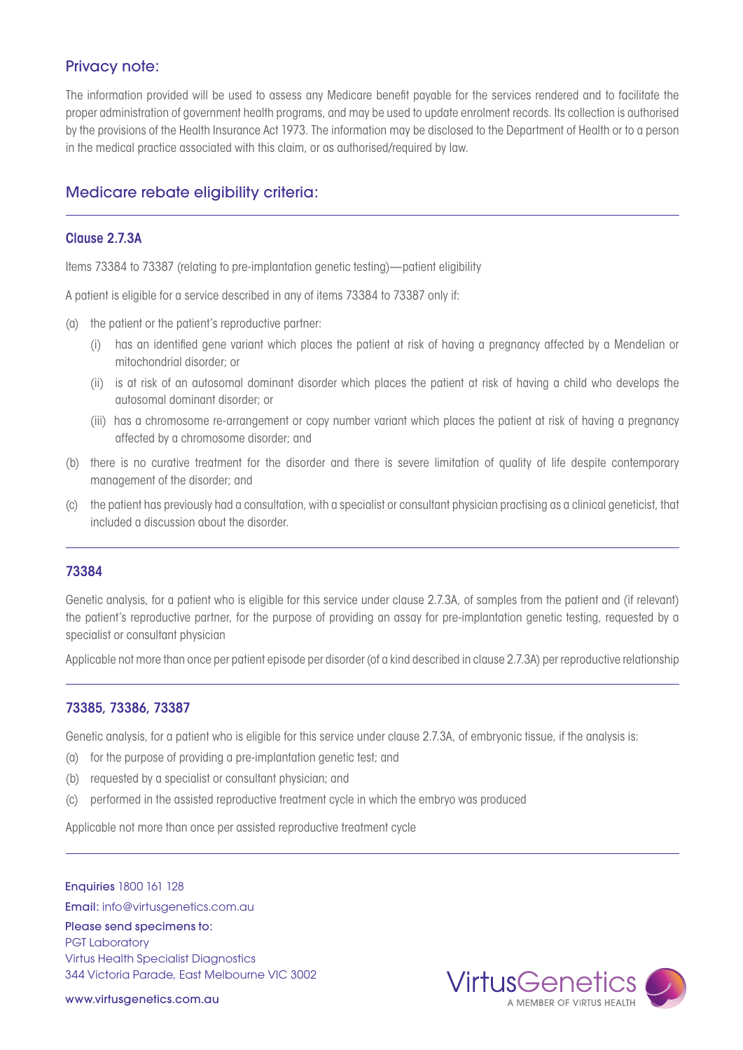## Privacy note:

The information provided will be used to assess any Medicare benefit payable for the services rendered and to facilitate the proper administration of government health programs, and may be used to update enrolment records. Its collection is authorised by the provisions of the Health Insurance Act 1973. The information may be disclosed to the Department of Health or to a person in the medical practice associated with this claim, or as authorised/required by law.

## Medicare rebate eligibility criteria:

### Clause 2.7.3A

Items 73384 to 73387 (relating to pre-implantation genetic testing)—patient eligibility

A patient is eligible for a service described in any of items 73384 to 73387 only if:

(a) the patient or the patient's reproductive partner:

   (i) has an identified gene variant which places the patient at risk of having a pregnancy affected by a Mendelian or mitochondrial disorder; or

   (ii) is at risk of an autosomal dominant disorder which places the patient at risk of having a child who develops the autosomal dominant disorder; or

   (iii) has a chromosome re-arrangement or copy number variant which places the patient at risk of having a pregnancy affected by a chromosome disorder; and

(b) there is no curative treatment for the disorder and there is severe limitation of quality of life despite contemporary management of the disorder; and

(c) the patient has previously had a consultation, with a specialist or consultant physician practising as a clinical geneticist, that included a discussion about the disorder.

### 73384

Genetic analysis, for a patient who is eligible for this service under clause 2.7.3A, of samples from the patient and (if relevant) the patient's reproductive partner, for the purpose of providing an assay for pre-implantation genetic testing, requested by a specialist or consultant physician

Applicable not more than once per patient episode per disorder (of a kind described in clause 2.7.3A) per reproductive relationship

### 73385, 73386, 73387

Genetic analysis, for a patient who is eligible for this service under clause 2.7.3A, of embryonic tissue, if the analysis is:

(a) for the purpose of providing a pre-implantation genetic test; and

(b) requested by a specialist or consultant physician; and

(c) performed in the assisted reproductive treatment cycle in which the embryo was produced

Applicable not more than once per assisted reproductive treatment cycle

**Enquiries** 1800 161 128

**Email:** info@virtusgenetics.com.au

**Please send specimens to:**
PGT Laboratory
Virtus Health Specialist Diagnostics
344 Victoria Parade, East Melbourne VIC 3002

www.virtusgenetics.com.au

VirtusGenetics
A MEMBER OF VIRTUS HEALTH